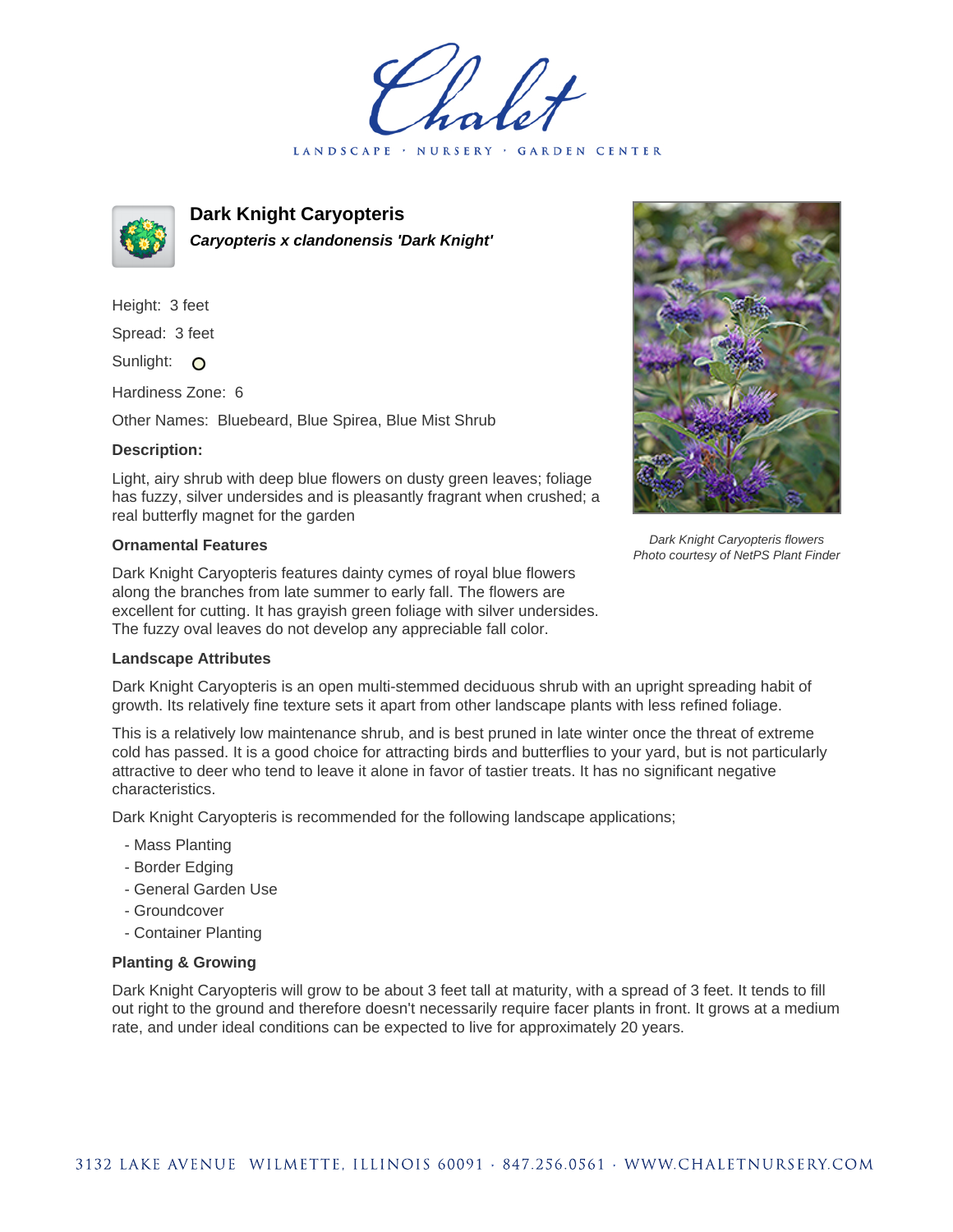# Dark Knight Caryopteris

***Caryopteris x clandonensis 'Dark Knight'***

Height: 3 feet

Spread: 3 feet

Sunlight: O

Hardiness Zone: 6

Other Names: Bluebeard, Blue Spirea, Blue Mist Shrub

**Description:**

Light, airy shrub with deep blue flowers on dusty green leaves; foliage has fuzzy, silver undersides and is pleasantly fragrant when crushed; a real butterfly magnet for the garden

*Dark Knight Caryopteris flowers*
*Photo courtesy of NetPS Plant Finder*

### Ornamental Features

Dark Knight Caryopteris features dainty cymes of royal blue flowers along the branches from late summer to early fall. The flowers are excellent for cutting. It has grayish green foliage with silver undersides. The fuzzy oval leaves do not develop any appreciable fall color.

### Landscape Attributes

Dark Knight Caryopteris is an open multi-stemmed deciduous shrub with an upright spreading habit of growth. Its relatively fine texture sets it apart from other landscape plants with less refined foliage.

This is a relatively low maintenance shrub, and is best pruned in late winter once the threat of extreme cold has passed. It is a good choice for attracting birds and butterflies to your yard, but is not particularly attractive to deer who tend to leave it alone in favor of tastier treats. It has no significant negative characteristics.

Dark Knight Caryopteris is recommended for the following landscape applications;

- Mass Planting
- Border Edging
- General Garden Use
- Groundcover
- Container Planting

### Planting & Growing

Dark Knight Caryopteris will grow to be about 3 feet tall at maturity, with a spread of 3 feet. It tends to fill out right to the ground and therefore doesn't necessarily require facer plants in front. It grows at a medium rate, and under ideal conditions can be expected to live for approximately 20 years.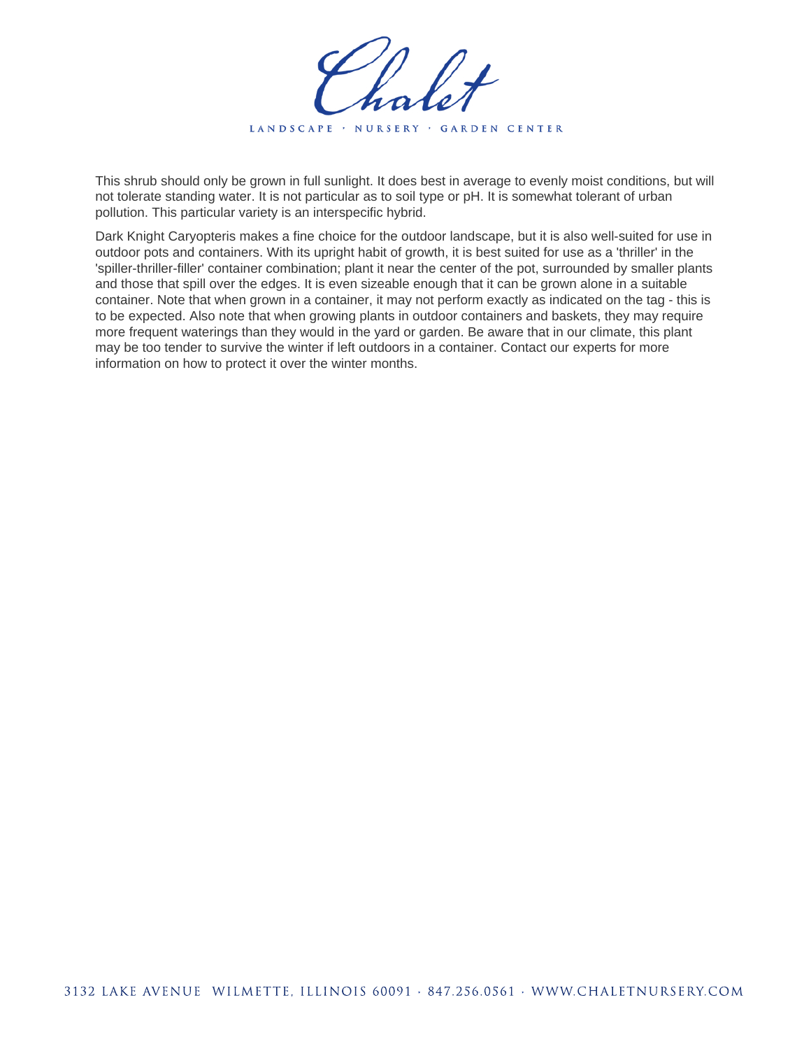This shrub should only be grown in full sunlight. It does best in average to evenly moist conditions, but will not tolerate standing water. It is not particular as to soil type or pH. It is somewhat tolerant of urban pollution. This particular variety is an interspecific hybrid.

Dark Knight Caryopteris makes a fine choice for the outdoor landscape, but it is also well-suited for use in outdoor pots and containers. With its upright habit of growth, it is best suited for use as a 'thriller' in the 'spiller-thriller-filler' container combination; plant it near the center of the pot, surrounded by smaller plants and those that spill over the edges. It is even sizeable enough that it can be grown alone in a suitable container. Note that when grown in a container, it may not perform exactly as indicated on the tag - this is to be expected. Also note that when growing plants in outdoor containers and baskets, they may require more frequent waterings than they would in the yard or garden. Be aware that in our climate, this plant may be too tender to survive the winter if left outdoors in a container. Contact our experts for more information on how to protect it over the winter months.